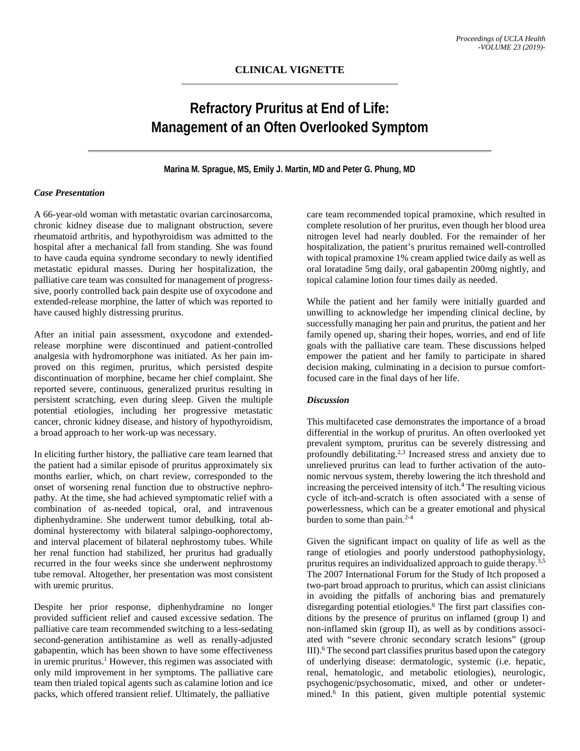**CLINICAL VIGNETTE**

# Refractory Pruritus at End of Life: Management of an Often Overlooked Symptom

**Marina M. Sprague, MS, Emily J. Martin, MD and Peter G. Phung, MD**

### *Case Presentation*

A 66-year-old woman with metastatic ovarian carcinosarcoma, chronic kidney disease due to malignant obstruction, severe rheumatoid arthritis, and hypothyroidism was admitted to the hospital after a mechanical fall from standing. She was found to have cauda equina syndrome secondary to newly identified metastatic epidural masses. During her hospitalization, the palliative care team was consulted for management of progressive, poorly controlled back pain despite use of oxycodone and extended-release morphine, the latter of which was reported to have caused highly distressing pruritus.

After an initial pain assessment, oxycodone and extended-release morphine were discontinued and patient-controlled analgesia with hydromorphone was initiated. As her pain improved on this regimen, pruritus, which persisted despite discontinuation of morphine, became her chief complaint. She reported severe, continuous, generalized pruritus resulting in persistent scratching, even during sleep. Given the multiple potential etiologies, including her progressive metastatic cancer, chronic kidney disease, and history of hypothyroidism, a broad approach to her work-up was necessary.

In eliciting further history, the palliative care team learned that the patient had a similar episode of pruritus approximately six months earlier, which, on chart review, corresponded to the onset of worsening renal function due to obstructive nephropathy. At the time, she had achieved symptomatic relief with a combination of as-needed topical, oral, and intravenous diphenhydramine. She underwent tumor debulking, total abdominal hysterectomy with bilateral salpingo-oophorectomy, and interval placement of bilateral nephrostomy tubes. While her renal function had stabilized, her pruritus had gradually recurred in the four weeks since she underwent nephrostomy tube removal. Altogether, her presentation was most consistent with uremic pruritus.

Despite her prior response, diphenhydramine no longer provided sufficient relief and caused excessive sedation. The palliative care team recommended switching to a less-sedating second-generation antihistamine as well as renally-adjusted gabapentin, which has been shown to have some effectiveness in uremic pruritus.[1] However, this regimen was associated with only mild improvement in her symptoms. The palliative care team then trialed topical agents such as calamine lotion and ice packs, which offered transient relief. Ultimately, the palliative care team recommended topical pramoxine, which resulted in complete resolution of her pruritus, even though her blood urea nitrogen level had nearly doubled. For the remainder of her hospitalization, the patient's pruritus remained well-controlled with topical pramoxine 1% cream applied twice daily as well as oral loratadine 5mg daily, oral gabapentin 200mg nightly, and topical calamine lotion four times daily as needed.

While the patient and her family were initially guarded and unwilling to acknowledge her impending clinical decline, by successfully managing her pain and pruritus, the patient and her family opened up, sharing their hopes, worries, and end of life goals with the palliative care team. These discussions helped empower the patient and her family to participate in shared decision making, culminating in a decision to pursue comfort-focused care in the final days of her life.

### *Discussion*

This multifaceted case demonstrates the importance of a broad differential in the workup of pruritus. An often overlooked yet prevalent symptom, pruritus can be severely distressing and profoundly debilitating.[2,3] Increased stress and anxiety due to unrelieved pruritus can lead to further activation of the autonomic nervous system, thereby lowering the itch threshold and increasing the perceived intensity of itch.[4] The resulting vicious cycle of itch-and-scratch is often associated with a sense of powerlessness, which can be a greater emotional and physical burden to some than pain.[2-4]

Given the significant impact on quality of life as well as the range of etiologies and poorly understood pathophysiology, pruritus requires an individualized approach to guide therapy.[3,5] The 2007 International Forum for the Study of Itch proposed a two-part broad approach to pruritus, which can assist clinicians in avoiding the pitfalls of anchoring bias and prematurely disregarding potential etiologies.[6] The first part classifies conditions by the presence of pruritus on inflamed (group I) and non-inflamed skin (group II), as well as by conditions associated with "severe chronic secondary scratch lesions" (group III).[6] The second part classifies pruritus based upon the category of underlying disease: dermatologic, systemic (i.e. hepatic, renal, hematologic, and metabolic etiologies), neurologic, psychogenic/psychosomatic, mixed, and other or undetermined.[6] In this patient, given multiple potential systemic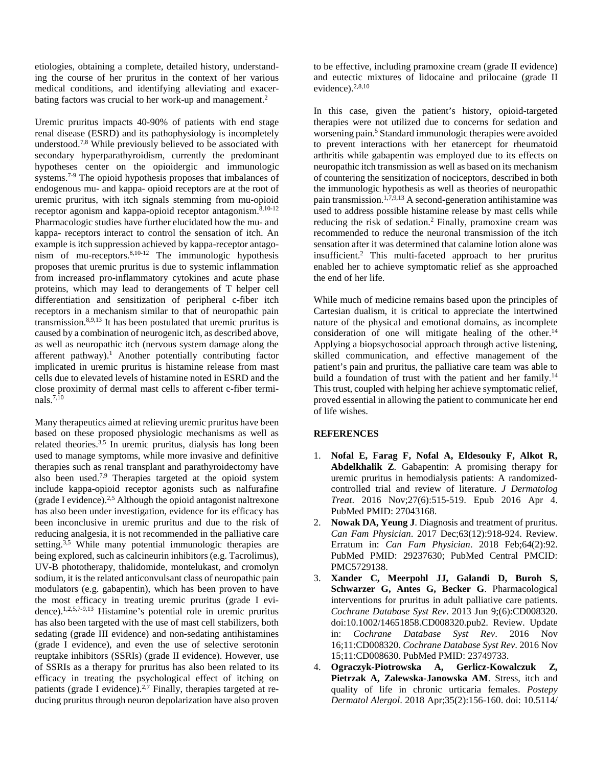etiologies, obtaining a complete, detailed history, understanding the course of her pruritus in the context of her various medical conditions, and identifying alleviating and exacerbating factors was crucial to her work-up and management.[2]

Uremic pruritus impacts 40-90% of patients with end stage renal disease (ESRD) and its pathophysiology is incompletely understood.[7,8] While previously believed to be associated with secondary hyperparathyroidism, currently the predominant hypotheses center on the opioidergic and immunologic systems.[7-9] The opioid hypothesis proposes that imbalances of endogenous mu- and kappa- opioid receptors are at the root of uremic pruritus, with itch signals stemming from mu-opioid receptor agonism and kappa-opioid receptor antagonism.[8,10-12] Pharmacologic studies have further elucidated how the mu- and kappa- receptors interact to control the sensation of itch. An example is itch suppression achieved by kappa-receptor antagonism of mu-receptors.[8,10-12] The immunologic hypothesis proposes that uremic pruritus is due to systemic inflammation from increased pro-inflammatory cytokines and acute phase proteins, which may lead to derangements of T helper cell differentiation and sensitization of peripheral c-fiber itch receptors in a mechanism similar to that of neuropathic pain transmission.[8,9,13] It has been postulated that uremic pruritus is caused by a combination of neurogenic itch, as described above, as well as neuropathic itch (nervous system damage along the afferent pathway).[1] Another potentially contributing factor implicated in uremic pruritus is histamine release from mast cells due to elevated levels of histamine noted in ESRD and the close proximity of dermal mast cells to afferent c-fiber terminals.[7,10]

Many therapeutics aimed at relieving uremic pruritus have been based on these proposed physiologic mechanisms as well as related theories.[3,5] In uremic pruritus, dialysis has long been used to manage symptoms, while more invasive and definitive therapies such as renal transplant and parathyroidectomy have also been used.[7,9] Therapies targeted at the opioid system include kappa-opioid receptor agonists such as nalfurafine (grade I evidence).[2,5] Although the opioid antagonist naltrexone has also been under investigation, evidence for its efficacy has been inconclusive in uremic pruritus and due to the risk of reducing analgesia, it is not recommended in the palliative care setting.[3,5] While many potential immunologic therapies are being explored, such as calcineurin inhibitors (e.g. Tacrolimus), UV-B phototherapy, thalidomide, montelukast, and cromolyn sodium, it is the related anticonvulsant class of neuropathic pain modulators (e.g. gabapentin), which has been proven to have the most efficacy in treating uremic pruritus (grade I evidence).[1,2,5,7-9,13] Histamine's potential role in uremic pruritus has also been targeted with the use of mast cell stabilizers, both sedating (grade III evidence) and non-sedating antihistamines (grade I evidence), and even the use of selective serotonin reuptake inhibitors (SSRIs) (grade II evidence). However, use of SSRIs as a therapy for pruritus has also been related to its efficacy in treating the psychological effect of itching on patients (grade I evidence).[2,7] Finally, therapies targeted at reducing pruritus through neuron depolarization have also proven to be effective, including pramoxine cream (grade II evidence) and eutectic mixtures of lidocaine and prilocaine (grade II evidence).[2,8,10]

In this case, given the patient's history, opioid-targeted therapies were not utilized due to concerns for sedation and worsening pain.[5] Standard immunologic therapies were avoided to prevent interactions with her etanercept for rheumatoid arthritis while gabapentin was employed due to its effects on neuropathic itch transmission as well as based on its mechanism of countering the sensitization of nociceptors, described in both the immunologic hypothesis as well as theories of neuropathic pain transmission.[1,7,9,13] A second-generation antihistamine was used to address possible histamine release by mast cells while reducing the risk of sedation.[2] Finally, pramoxine cream was recommended to reduce the neuronal transmission of the itch sensation after it was determined that calamine lotion alone was insufficient.[2] This multi-faceted approach to her pruritus enabled her to achieve symptomatic relief as she approached the end of her life.

While much of medicine remains based upon the principles of Cartesian dualism, it is critical to appreciate the intertwined nature of the physical and emotional domains, as incomplete consideration of one will mitigate healing of the other.[14] Applying a biopsychosocial approach through active listening, skilled communication, and effective management of the patient's pain and pruritus, the palliative care team was able to build a foundation of trust with the patient and her family.[14] This trust, coupled with helping her achieve symptomatic relief, proved essential in allowing the patient to communicate her end of life wishes.

## REFERENCES

1. **Nofal E, Farag F, Nofal A, Eldesouky F, Alkot R, Abdelkhalik Z**. Gabapentin: A promising therapy for uremic pruritus in hemodialysis patients: A randomized-controlled trial and review of literature. *J Dermatolog Treat*. 2016 Nov;27(6):515-519. Epub 2016 Apr 4. PubMed PMID: 27043168.
2. **Nowak DA, Yeung J**. Diagnosis and treatment of pruritus. *Can Fam Physician*. 2017 Dec;63(12):918-924. Review. Erratum in: *Can Fam Physician*. 2018 Feb;64(2):92. PubMed PMID: 29237630; PubMed Central PMCID: PMC5729138.
3. **Xander C, Meerpohl JJ, Galandi D, Buroh S, Schwarzer G, Antes G, Becker G**. Pharmacological interventions for pruritus in adult palliative care patients. *Cochrane Database Syst Rev*. 2013 Jun 9;(6):CD008320. doi:10.1002/14651858.CD008320.pub2. Review. Update in: *Cochrane Database Syst Rev*. 2016 Nov 16;11:CD008320. *Cochrane Database Syst Rev*. 2016 Nov 15;11:CD008630. PubMed PMID: 23749733.
4. **Ograczyk-Piotrowska A, Gerlicz-Kowalczuk Z, Pietrzak A, Zalewska-Janowska AM**. Stress, itch and quality of life in chronic urticaria females. *Postepy Dermatol Alergol*. 2018 Apr;35(2):156-160. doi: 10.5114/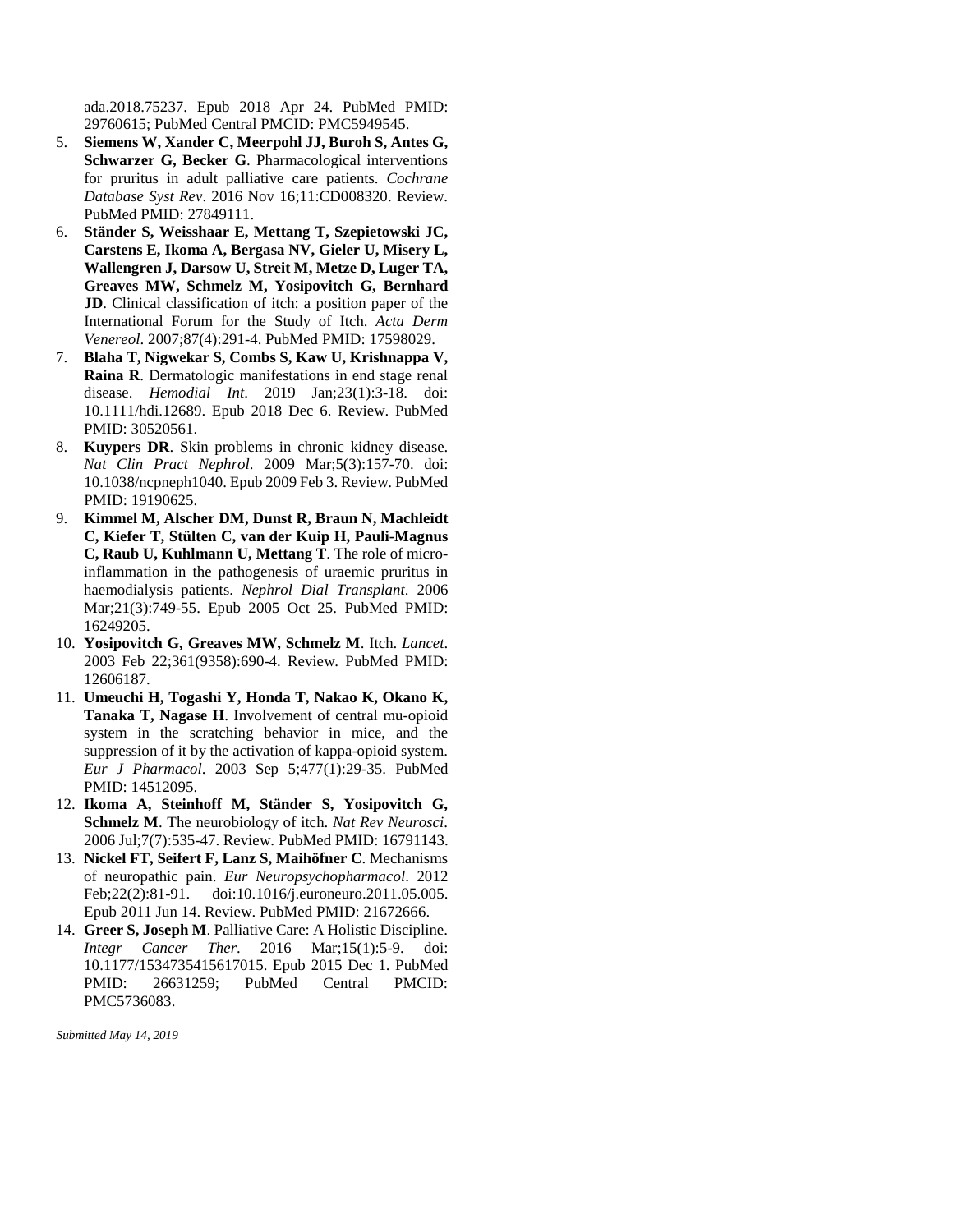ada.2018.75237. Epub 2018 Apr 24. PubMed PMID: 29760615; PubMed Central PMCID: PMC5949545.

5. **Siemens W, Xander C, Meerpohl JJ, Buroh S, Antes G, Schwarzer G, Becker G**. Pharmacological interventions for pruritus in adult palliative care patients. *Cochrane Database Syst Rev*. 2016 Nov 16;11:CD008320. Review. PubMed PMID: 27849111.
6. **Ständer S, Weisshaar E, Mettang T, Szepietowski JC, Carstens E, Ikoma A, Bergasa NV, Gieler U, Misery L, Wallengren J, Darsow U, Streit M, Metze D, Luger TA, Greaves MW, Schmelz M, Yosipovitch G, Bernhard JD**. Clinical classification of itch: a position paper of the International Forum for the Study of Itch. *Acta Derm Venereol*. 2007;87(4):291-4. PubMed PMID: 17598029.
7. **Blaha T, Nigwekar S, Combs S, Kaw U, Krishnappa V, Raina R**. Dermatologic manifestations in end stage renal disease. *Hemodial Int*. 2019 Jan;23(1):3-18. doi: 10.1111/hdi.12689. Epub 2018 Dec 6. Review. PubMed PMID: 30520561.
8. **Kuypers DR**. Skin problems in chronic kidney disease. *Nat Clin Pract Nephrol*. 2009 Mar;5(3):157-70. doi: 10.1038/ncpneph1040. Epub 2009 Feb 3. Review. PubMed PMID: 19190625.
9. **Kimmel M, Alscher DM, Dunst R, Braun N, Machleidt C, Kiefer T, Stülten C, van der Kuip H, Pauli-Magnus C, Raub U, Kuhlmann U, Mettang T**. The role of micro-inflammation in the pathogenesis of uraemic pruritus in haemodialysis patients. *Nephrol Dial Transplant*. 2006 Mar;21(3):749-55. Epub 2005 Oct 25. PubMed PMID: 16249205.
10. **Yosipovitch G, Greaves MW, Schmelz M**. Itch. *Lancet*. 2003 Feb 22;361(9358):690-4. Review. PubMed PMID: 12606187.
11. **Umeuchi H, Togashi Y, Honda T, Nakao K, Okano K, Tanaka T, Nagase H**. Involvement of central mu-opioid system in the scratching behavior in mice, and the suppression of it by the activation of kappa-opioid system. *Eur J Pharmacol*. 2003 Sep 5;477(1):29-35. PubMed PMID: 14512095.
12. **Ikoma A, Steinhoff M, Ständer S, Yosipovitch G, Schmelz M**. The neurobiology of itch. *Nat Rev Neurosci*. 2006 Jul;7(7):535-47. Review. PubMed PMID: 16791143.
13. **Nickel FT, Seifert F, Lanz S, Maihöfner C**. Mechanisms of neuropathic pain. *Eur Neuropsychopharmacol*. 2012 Feb;22(2):81-91. doi:10.1016/j.euroneuro.2011.05.005. Epub 2011 Jun 14. Review. PubMed PMID: 21672666.
14. **Greer S, Joseph M**. Palliative Care: A Holistic Discipline. *Integr Cancer Ther*. 2016 Mar;15(1):5-9. doi: 10.1177/1534735415617015. Epub 2015 Dec 1. PubMed PMID: 26631259; PubMed Central PMCID: PMC5736083.

*Submitted May 14, 2019*